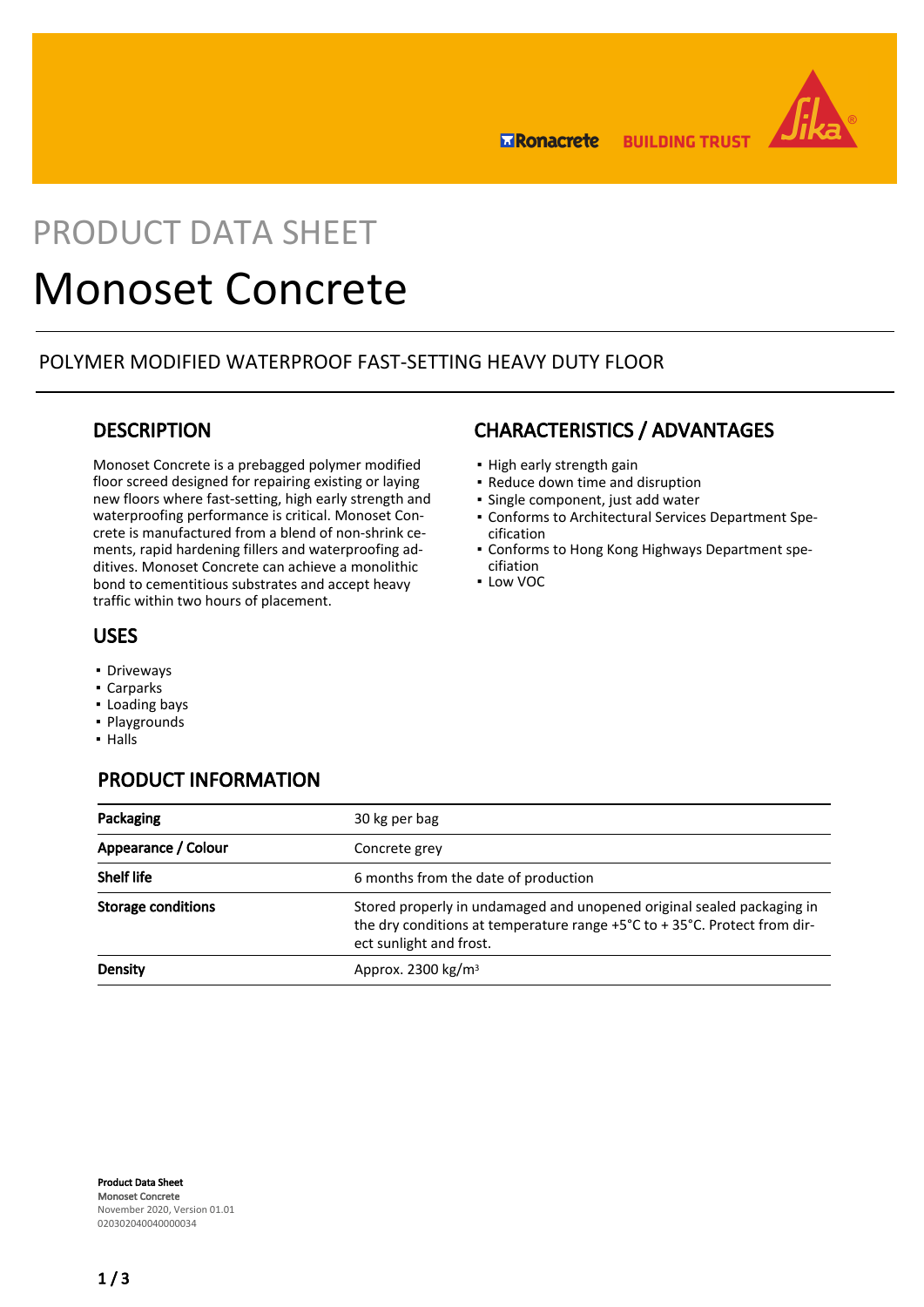PRODUCT DATA SHEET

# Monoset Concrete

POLYMER MODIFIED WATERPROOF FAST-SETTING HEAVY DUTY FLOOR

## DESCRIPTION

Monoset Concrete is a prebagged polymer modified floor screed designed for repairing existing or laying new floors where fast-setting, high early strength and waterproofing performance is critical. Monoset Concrete is manufactured from a blend of non-shrink cements, rapid hardening fillers and waterproofing additives. Monoset Concrete can achieve a monolithic bond to cementitious substrates and accept heavy traffic within two hours of placement.

## USES

- Driveways
- Carparks
- Loading bays
- Playgrounds
- Halls

## CHARACTERISTICS / ADVANTAGES

- High early strength gain
- Reduce down time and disruption
- Single component, just add water
- Conforms to Architectural Services Department Specification
- Conforms to Hong Kong Highways Department speciation
- Low VOC

## PRODUCT INFORMATION

| | |
|---|---|
| **Packaging** | 30 kg per bag |
| **Appearance / Colour** | Concrete grey |
| **Shelf life** | 6 months from the date of production |
| **Storage conditions** | Stored properly in undamaged and unopened original sealed packaging in the dry conditions at temperature range +5°C to + 35°C. Protect from direct sunlight and frost. |
| **Density** | Approx. 2300 kg/m$^3$ |

**Product Data Sheet**
Monoset Concrete
November 2020, Version 01.01
020302040040000034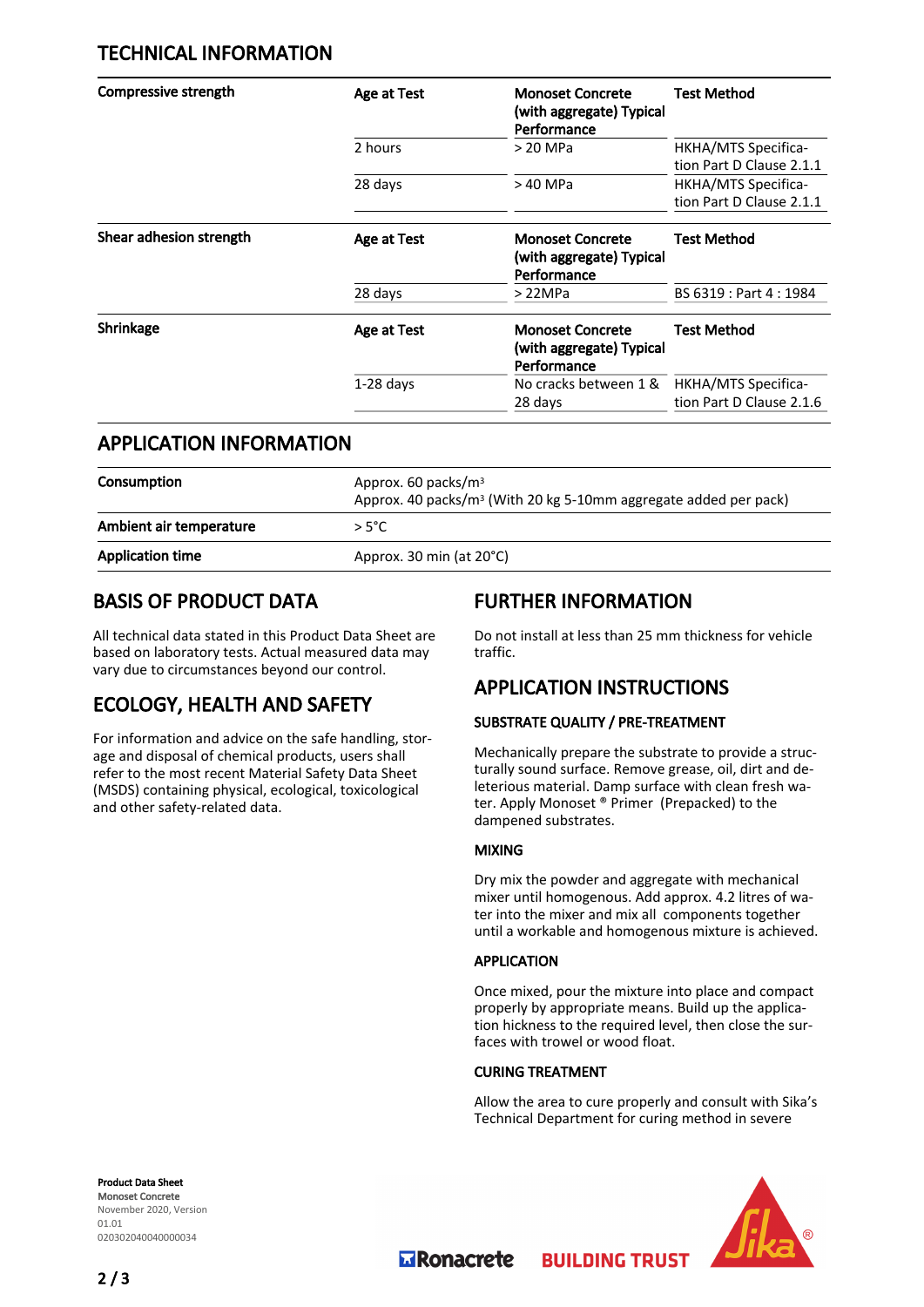## TECHNICAL INFORMATION

| Compressive strength | Age at Test | Monoset Concrete (with aggregate) Typical Performance | Test Method |
|---|---|---|---|
| | 2 hours | > 20 MPa | HKHA/MTS Specification Part D Clause 2.1.1 |
| | 28 days | > 40 MPa | HKHA/MTS Specification Part D Clause 2.1.1 |

| Shear adhesion strength | Age at Test | Monoset Concrete (with aggregate) Typical Performance | Test Method |
|---|---|---|---|
| | 28 days | > 22MPa | BS 6319 : Part 4 : 1984 |

| Shrinkage | Age at Test | Monoset Concrete (with aggregate) Typical Performance | Test Method |
|---|---|---|---|
| | 1-28 days | No cracks between 1 & 28 days | HKHA/MTS Specification Part D Clause 2.1.6 |

## APPLICATION INFORMATION

| | |
|---|---|
| **Consumption** | Approx. 60 packs/m³<br>Approx. 40 packs/m³ (With 20 kg 5-10mm aggregate added per pack) |
| **Ambient air temperature** | > 5°C |
| **Application time** | Approx. 30 min (at 20°C) |

## BASIS OF PRODUCT DATA

All technical data stated in this Product Data Sheet are based on laboratory tests. Actual measured data may vary due to circumstances beyond our control.

## ECOLOGY, HEALTH AND SAFETY

For information and advice on the safe handling, storage and disposal of chemical products, users shall refer to the most recent Material Safety Data Sheet (MSDS) containing physical, ecological, toxicological and other safety-related data.

## FURTHER INFORMATION

Do not install at less than 25 mm thickness for vehicle traffic.

## APPLICATION INSTRUCTIONS

### SUBSTRATE QUALITY / PRE-TREATMENT

Mechanically prepare the substrate to provide a structurally sound surface. Remove grease, oil, dirt and deleterious material. Damp surface with clean fresh water. Apply Monoset ® Primer (Prepacked) to the dampened substrates.

### MIXING

Dry mix the powder and aggregate with mechanical mixer until homogenous. Add approx. 4.2 litres of water into the mixer and mix all components together until a workable and homogenous mixture is achieved.

### APPLICATION

Once mixed, pour the mixture into place and compact properly by appropriate means. Build up the application hickness to the required level, then close the surfaces with trowel or wood float.

### CURING TREATMENT

Allow the area to cure properly and consult with Sika's Technical Department for curing method in severe

**Product Data Sheet**
Monoset Concrete
November 2020, Version 01.01
020302040040000034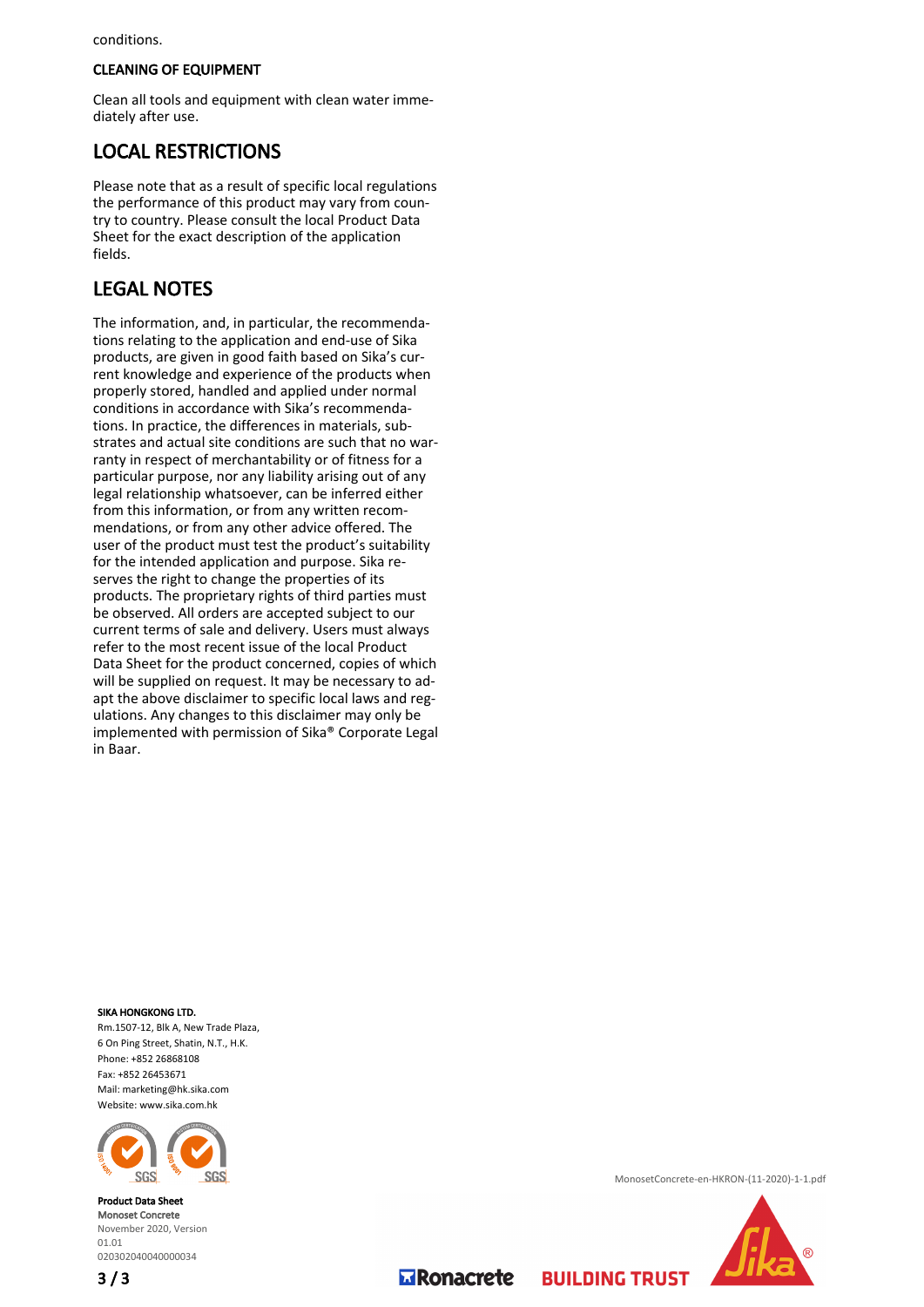conditions.

### CLEANING OF EQUIPMENT

Clean all tools and equipment with clean water immediately after use.

## LOCAL RESTRICTIONS

Please note that as a result of specific local regulations the performance of this product may vary from country to country. Please consult the local Product Data Sheet for the exact description of the application fields.

## LEGAL NOTES

The information, and, in particular, the recommendations relating to the application and end-use of Sika products, are given in good faith based on Sika's current knowledge and experience of the products when properly stored, handled and applied under normal conditions in accordance with Sika's recommendations. In practice, the differences in materials, substrates and actual site conditions are such that no warranty in respect of merchantability or of fitness for a particular purpose, nor any liability arising out of any legal relationship whatsoever, can be inferred either from this information, or from any written recommendations, or from any other advice offered. The user of the product must test the product's suitability for the intended application and purpose. Sika reserves the right to change the properties of its products. The proprietary rights of third parties must be observed. All orders are accepted subject to our current terms of sale and delivery. Users must always refer to the most recent issue of the local Product Data Sheet for the product concerned, copies of which will be supplied on request. It may be necessary to adapt the above disclaimer to specific local laws and regulations. Any changes to this disclaimer may only be implemented with permission of Sika® Corporate Legal in Baar.

**SIKA HONGKONG LTD.**
Rm.1507-12, Blk A, New Trade Plaza,
6 On Ping Street, Shatin, N.T., H.K.
Phone: +852 26868108
Fax: +852 26453671
Mail: marketing@hk.sika.com
Website: www.sika.com.hk

**Product Data Sheet**
Monoset Concrete
November 2020, Version 01.01
020302040040000034

MonosetConcrete-en-HKRON-(11-2020)-1-1.pdf

Ronacrete BUILDING TRUST